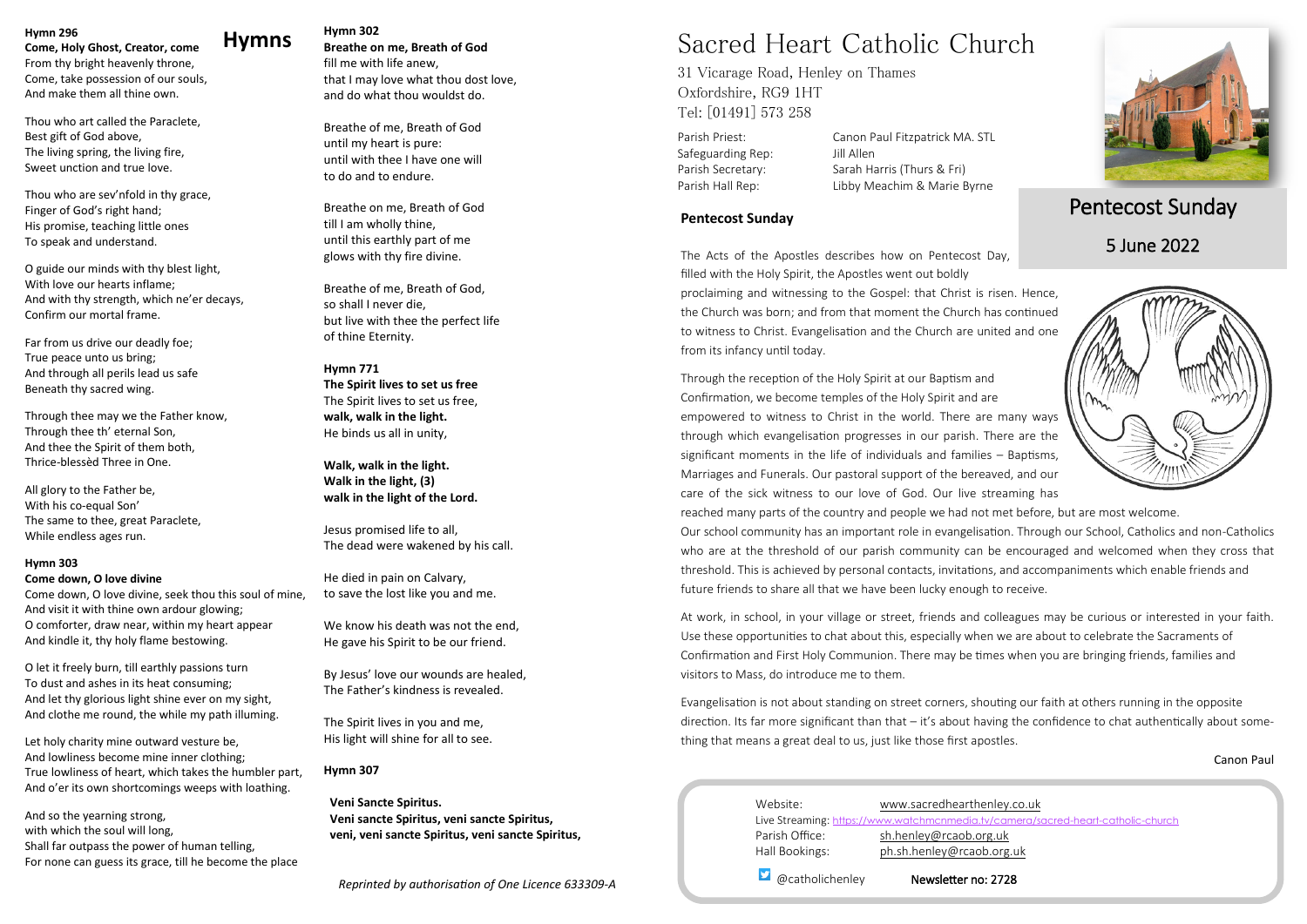# Hymns

**Hymn 296**
**Come, Holy Ghost, Creator, come**
From thy bright heavenly throne,
Come, take possession of our souls,
And make them all thine own.

Thou who art called the Paraclete,
Best gift of God above,
The living spring, the living fire,
Sweet unction and true love.

Thou who are sev'nfold in thy grace,
Finger of God's right hand;
His promise, teaching little ones
To speak and understand.

O guide our minds with thy blest light,
With love our hearts inflame;
And with thy strength, which ne'er decays,
Confirm our mortal frame.

Far from us drive our deadly foe;
True peace unto us bring;
And through all perils lead us safe
Beneath thy sacred wing.

Through thee may we the Father know,
Through thee th' eternal Son,
And thee the Spirit of them both,
Thrice-blessèd Three in One.

All glory to the Father be,
With his co-equal Son'
The same to thee, great Paraclete,
While endless ages run.

**Hymn 303**
**Come down, O love divine**
Come down, O love divine, seek thou this soul of mine,
And visit it with thine own ardour glowing;
O comforter, draw near, within my heart appear
And kindle it, thy holy flame bestowing.

O let it freely burn, till earthly passions turn
To dust and ashes in its heat consuming;
And let thy glorious light shine ever on my sight,
And clothe me round, the while my path illuming.

Let holy charity mine outward vesture be,
And lowliness become mine inner clothing;
True lowliness of heart, which takes the humbler part,
And o'er its own shortcomings weeps with loathing.

And so the yearning strong,
with which the soul will long,
Shall far outpass the power of human telling,
For none can guess its grace, till he become the place

**Hymn 302**
**Breathe on me, Breath of God**
fill me with life anew,
that I may love what thou dost love,
and do what thou wouldst do.

Breathe of me, Breath of God
until my heart is pure:
until with thee I have one will
to do and to endure.

Breathe on me, Breath of God
till I am wholly thine,
until this earthly part of me
glows with thy fire divine.

Breathe of me, Breath of God,
so shall I never die,
but live with thee the perfect life
of thine Eternity.

**Hymn 771**
**The Spirit lives to set us free**
The Spirit lives to set us free,
**walk, walk in the light.**
He binds us all in unity,

**Walk, walk in the light.**
**Walk in the light, (3)**
**walk in the light of the Lord.**

Jesus promised life to all,
The dead were wakened by his call.

He died in pain on Calvary,
to save the lost like you and me.

We know his death was not the end,
He gave his Spirit to be our friend.

By Jesus' love our wounds are healed,
The Father's kindness is revealed.

The Spirit lives in you and me,
His light will shine for all to see.

**Hymn 307**

**Veni Sancte Spiritus.**
**Veni sancte Spiritus, veni sancte Spiritus,**
**veni, veni sancte Spiritus, veni sancte Spiritus,**

*Reprinted by authorisation of One Licence 633309-A*

# Sacred Heart Catholic Church

31 Vicarage Road, Henley on Thames
Oxfordshire, RG9 1HT
Tel: [01491] 573 258

| | |
|---|---|
| Parish Priest: | Canon Paul Fitzpatrick MA. STL |
| Safeguarding Rep: | Jill Allen |
| Parish Secretary: | Sarah Harris (Thurs & Fri) |
| Parish Hall Rep: | Libby Meachim & Marie Byrne |

## Pentecost Sunday

## 5 June 2022

### Pentecost Sunday

The Acts of the Apostles describes how on Pentecost Day, filled with the Holy Spirit, the Apostles went out boldly proclaiming and witnessing to the Gospel: that Christ is risen. Hence, the Church was born; and from that moment the Church has continued to witness to Christ. Evangelisation and the Church are united and one from its infancy until today.

Through the reception of the Holy Spirit at our Baptism and Confirmation, we become temples of the Holy Spirit and are empowered to witness to Christ in the world. There are many ways through which evangelisation progresses in our parish. There are the significant moments in the life of individuals and families – Baptisms, Marriages and Funerals. Our pastoral support of the bereaved, and our care of the sick witness to our love of God. Our live streaming has reached many parts of the country and people we had not met before, but are most welcome.
Our school community has an important role in evangelisation. Through our School, Catholics and non-Catholics who are at the threshold of our parish community can be encouraged and welcomed when they cross that threshold. This is achieved by personal contacts, invitations, and accompaniments which enable friends and future friends to share all that we have been lucky enough to receive.

At work, in school, in your village or street, friends and colleagues may be curious or interested in your faith. Use these opportunities to chat about this, especially when we are about to celebrate the Sacraments of Confirmation and First Holy Communion. There may be times when you are bringing friends, families and visitors to Mass, do introduce me to them.

Evangelisation is not about standing on street corners, shouting our faith at others running in the opposite direction. Its far more significant than that – it's about having the confidence to chat authentically about something that means a great deal to us, just like those first apostles.

Canon Paul

| | |
|---|---|
| Website: | www.sacredhearthenley.co.uk |
| Live Streaming: | https://www.watchmcnmedia.tv/camera/sacred-heart-catholic-church |
| Parish Office: | sh.henley@rcaob.org.uk |
| Hall Bookings: | ph.sh.henley@rcaob.org.uk |

@catholichenley  **Newsletter no: 2728**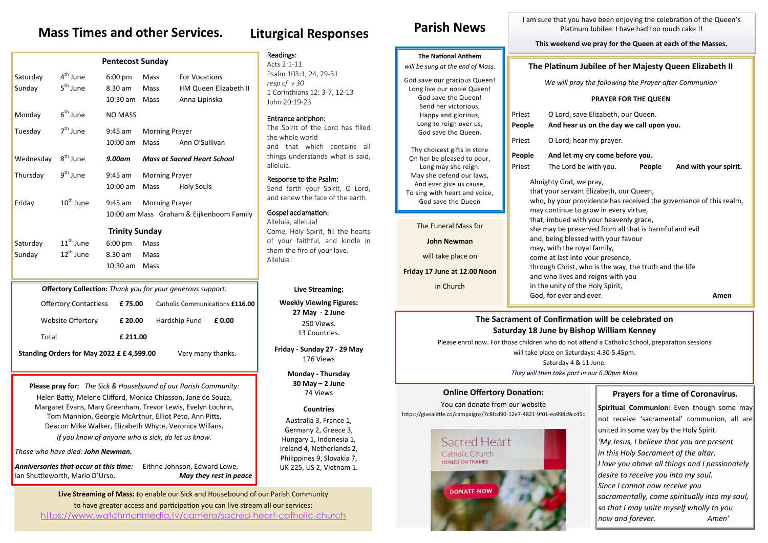# Mass Times and other Services.

| Pentecost Sunday | | | | |
|---|---|---|---|---|
| Saturday | 4th June | 6:00 pm | Mass | For Vocations |
| Sunday | 5th June | 8.30 am | Mass | HM Queen Elizabeth II |
| | | 10:30 am | Mass | Anna Lipinska |
| Monday | 6th June | NO MASS | | |
| Tuesday | 7th June | 9:45 am | Morning Prayer | |
| | | 10:00 am | Mass | Ann O'Sullivan |
| Wednesday | 8th June | ***9.00am*** | ***Mass at Sacred Heart School*** | |
| Thursday | 9th June | 9:45 am | Morning Prayer | |
| | | 10:00 am | Mass | Holy Souls |
| Friday | 10th June | 9:45 am | Morning Prayer | |
| | | 10:00 am Mass | Graham & Eijkenboom Family | |
| **Trinity Sunday** | | | | |
| Saturday | 11th June | 6:00 pm | Mass | |
| Sunday | 12th June | 8.30 am | Mass | |
| | | 10:30 am | Mass | |

**Offertory Collection:** *Thank you for your generous support.*

| | | | |
|---|---|---|---|
| Offertory Contactless | **£ 75.00** | Catholic Communications | **£116.00** |
| Website Offertory | **£ 20.00** | Hardship Fund | **£ 0.00** |
| Total | **£ 211.00** | | |

**Standing Orders for May 2022 £ £ 4,599.00** Very many thanks.

**Please pray for:** *The Sick & Housebound of our Parish Community:*
Helen Batty, Melene Clifford, Monica Chiasson, Jane de Souza, Margaret Evans, Mary Greenham, Trevor Lewis, Evelyn Lochrin, Tom Mannion, Georgie McArthur, Elliot Peto, Ann Pitts, Deacon Mike Walker, Elizabeth Whyte, Veronica Willans.

*If you know of anyone who is sick, do let us know.*

*Those who have died:* ***John Newman.***

***Anniversaries that occur at this time:*** Eithne Johnson, Edward Lowe, Ian Shuttleworth, Mario D'Urso. ***May they rest in peace***

# Liturgical Responses

Readings:
Acts 2:1-11
Psalm 103:1, 24, 29-31
*resp cf v 30*
1 Corinthians 12: 3-7, 12-13
John 20:19-23

Entrance antiphon:
The Spirit of the Lord has filled the whole world and that which contains all things understands what is said, alleluia.

Response to the Psalm:
Send forth your Spirit, O Lord, and renew the face of the earth.

Gospel acclamation:
Alleluia, alleluia!
Come, Holy Spirit, fill the hearts of your faithful, and kindle in them the fire of your love.
Alleluia!

**Live Streaming:**

**Weekly Viewing Figures:**
**27 May - 2 June**
250 Views.
13 Countries.

**Friday - Sunday 27 - 29 May**
176 Views

**Monday - Thursday**
**30 May – 2 June**
74 Views

**Countries**
Australia 3, France 1, Germany 2, Greece 3, Hungary 1, Indonesia 1, Ireland 4, Netherlands 2, Philippines 9, Slovakia 7, UK 225, US 2, Vietnam 1.

**Live Streaming of Mass:** to enable our Sick and Housebound of our Parish Community to have greater access and participation you can live stream all our services:
https://www.watchmcnmedia.tv/camera/sacred-heart-catholic-church

# Parish News

I am sure that you have been enjoying the celebration of the Queen's Platinum Jubilee. I have had too much cake !!

**This weekend we pray for the Queen at each of the Masses.**

**The National Anthem**
*will be sung at the end of Mass.*

God save our gracious Queen!
Long live our noble Queen!
God save the Queen!
Send her victorious,
Happy and glorious,
Long to reign over us,
God save the Queen.

Thy choicest gifts in store
On her be pleased to pour,
Long may she reign.
May she defend our laws,
And ever give us cause,
To sing with heart and voice,
God save the Queen

The Funeral Mass for
**John Newman**
will take place on
**Friday 17 June at 12.00 Noon**
in Church

## The Platinum Jubilee of her Majesty Queen Elizabeth II

*We will pray the following the Prayer after Communion*

**PRAYER FOR THE QUEEN**

Priest O Lord, save Elizabeth, our Queen.
**People And hear us on the day we call upon you.**
Priest O Lord, hear my prayer.
**People And let my cry come before you.**
Priest The Lord be with you. **People And with your spirit.**

Almighty God, we pray,
that your servant Elizabeth, our Queen,
who, by your providence has received the governance of this realm,
may continue to grow in every virtue,
that, imbued with your heavenly grace,
she may be preserved from all that is harmful and evil
and, being blessed with your favour
may, with the royal family,
come at last into your presence,
through Christ, who is the way, the truth and the life
and who lives and reigns with you
in the unity of the Holy Spirit,
God, for ever and ever. **Amen**

**The Sacrament of Confirmation will be celebrated on Saturday 18 June by Bishop William Kenney**

Please enrol now. For those children who do not attend a Catholic School, preparation sessions will take place on Saturdays: 4.30-5.45pm.
Saturday 4 & 11 June.
*They will then take part in our 6.00pm Mass*

**Online Offertory Donation:**
You can donate from our website
https://givealittle.co/campaigns/7c8fcd90-12e7-4821-9f01-ea998c9cc45c

Sacred Heart
Catholic Church
HENLEY-ON-THAMES
DONATE NOW

**Prayers for a time of Coronavirus.**

**Spiritual Communion**: Even though some may not receive 'sacramental' communion, all are united in some way by the Holy Spirit.
*'My Jesus, I believe that you are present in this Holy Sacrament of the altar. I love you above all things and I passionately desire to receive you into my soul. Since I cannot now receive you sacramentally, come spiritually into my soul, so that I may unite myself wholly to you now and forever. Amen'*